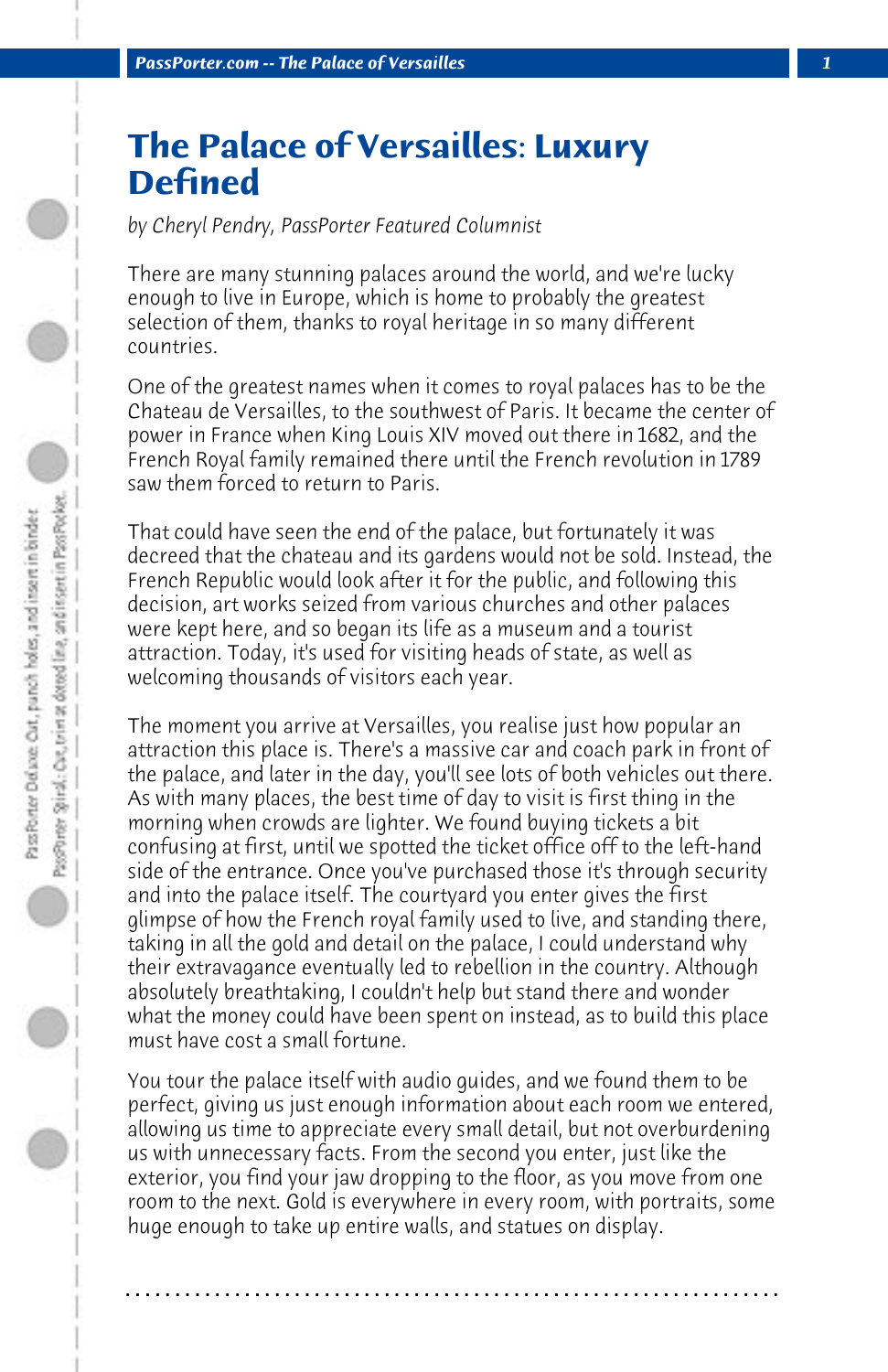# The Palace of Versailles: Luxury Defined

*by Cheryl Pendry, PassPorter Featured Columnist*

There are many stunning palaces around the world, and we're lucky enough to live in Europe, which is home to probably the greatest selection of them, thanks to royal heritage in so many different countries.

One of the greatest names when it comes to royal palaces has to be the Chateau de Versailles, to the southwest of Paris. It became the center of power in France when King Louis XIV moved out there in 1682, and the French Royal family remained there until the French revolution in 1789 saw them forced to return to Paris.

That could have seen the end of the palace, but fortunately it was decreed that the chateau and its gardens would not be sold. Instead, the French Republic would look after it for the public, and following this decision, art works seized from various churches and other palaces were kept here, and so began its life as a museum and a tourist attraction. Today, it's used for visiting heads of state, as well as welcoming thousands of visitors each year.

The moment you arrive at Versailles, you realise just how popular an attraction this place is. There's a massive car and coach park in front of the palace, and later in the day, you'll see lots of both vehicles out there. As with many places, the best time of day to visit is first thing in the morning when crowds are lighter. We found buying tickets a bit confusing at first, until we spotted the ticket office off to the left-hand side of the entrance. Once you've purchased those it's through security and into the palace itself. The courtyard you enter gives the first glimpse of how the French royal family used to live, and standing there, taking in all the gold and detail on the palace, I could understand why their extravagance eventually led to rebellion in the country. Although absolutely breathtaking, I couldn't help but stand there and wonder what the money could have been spent on instead, as to build this place must have cost a small fortune.

You tour the palace itself with audio guides, and we found them to be perfect, giving us just enough information about each room we entered, allowing us time to appreciate every small detail, but not overburdening us with unnecessary facts. From the second you enter, just like the exterior, you find your jaw dropping to the floor, as you move from one room to the next. Gold is everywhere in every room, with portraits, some huge enough to take up entire walls, and statues on display.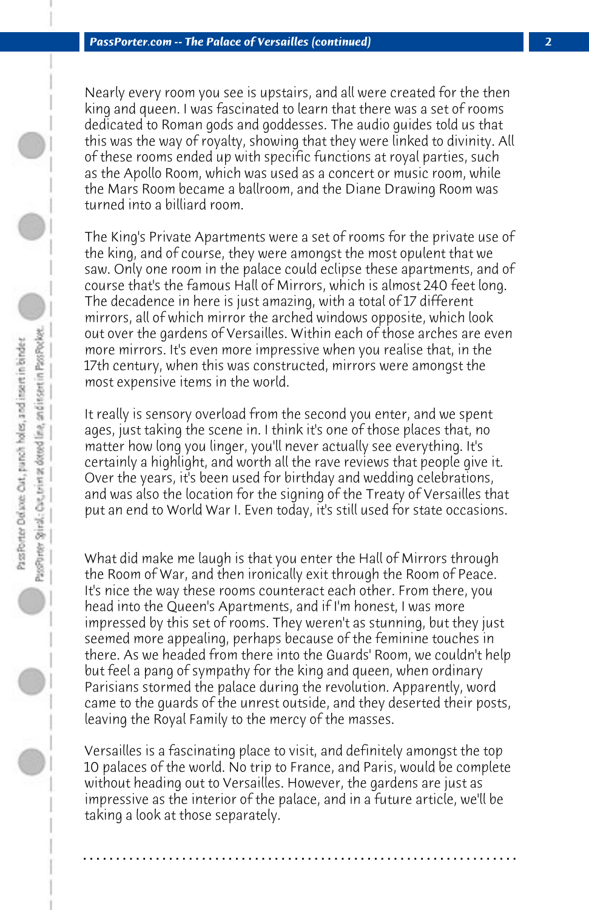Nearly every room you see is upstairs, and all were created for the then king and queen. I was fascinated to learn that there was a set of rooms dedicated to Roman gods and goddesses. The audio guides told us that this was the way of royalty, showing that they were linked to divinity. All of these rooms ended up with specific functions at royal parties, such as the Apollo Room, which was used as a concert or music room, while the Mars Room became a ballroom, and the Diane Drawing Room was turned into a billiard room.

The King's Private Apartments were a set of rooms for the private use of the king, and of course, they were amongst the most opulent that we saw. Only one room in the palace could eclipse these apartments, and of course that's the famous Hall of Mirrors, which is almost 240 feet long. The decadence in here is just amazing, with a total of 17 different mirrors, all of which mirror the arched windows opposite, which look out over the gardens of Versailles. Within each of those arches are even more mirrors. It's even more impressive when you realise that, in the 17th century, when this was constructed, mirrors were amongst the most expensive items in the world.

It really is sensory overload from the second you enter, and we spent ages, just taking the scene in. I think it's one of those places that, no matter how long you linger, you'll never actually see everything. It's certainly a highlight, and worth all the rave reviews that people give it. Over the years, it's been used for birthday and wedding celebrations, and was also the location for the signing of the Treaty of Versailles that put an end to World War I. Even today, it's still used for state occasions.

What did make me laugh is that you enter the Hall of Mirrors through the Room of War, and then ironically exit through the Room of Peace. It's nice the way these rooms counteract each other. From there, you head into the Queen's Apartments, and if I'm honest, I was more impressed by this set of rooms. They weren't as stunning, but they just seemed more appealing, perhaps because of the feminine touches in there. As we headed from there into the Guards' Room, we couldn't help but feel a pang of sympathy for the king and queen, when ordinary Parisians stormed the palace during the revolution. Apparently, word came to the guards of the unrest outside, and they deserted their posts, leaving the Royal Family to the mercy of the masses.

Versailles is a fascinating place to visit, and definitely amongst the top 10 palaces of the world. No trip to France, and Paris, would be complete without heading out to Versailles. However, the gardens are just as impressive as the interior of the palace, and in a future article, we'll be taking a look at those separately.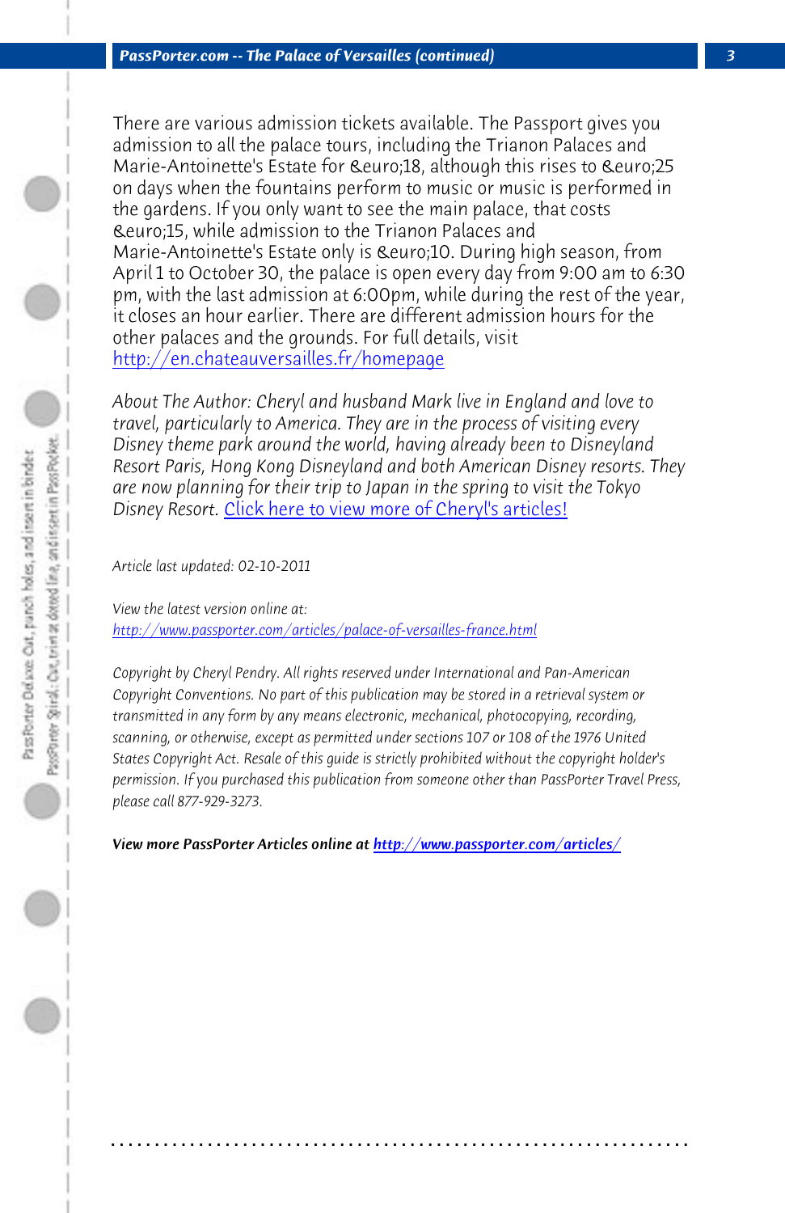There are various admission tickets available. The Passport gives you admission to all the palace tours, including the Trianon Palaces and Marie-Antoinette's Estate for &euro;18, although this rises to &euro;25 on days when the fountains perform to music or music is performed in the gardens. If you only want to see the main palace, that costs &euro;15, while admission to the Trianon Palaces and Marie-Antoinette's Estate only is &euro;10. During high season, from April 1 to October 30, the palace is open every day from 9:00 am to 6:30 pm, with the last admission at 6:00pm, while during the rest of the year, it closes an hour earlier. There are different admission hours for the other palaces and the grounds. For full details, visit http://en.chateauversailles.fr/homepage

*About The Author: Cheryl and husband Mark live in England and love to travel, particularly to America. They are in the process of visiting every Disney theme park around the world, having already been to Disneyland Resort Paris, Hong Kong Disneyland and both American Disney resorts. They are now planning for their trip to Japan in the spring to visit the Tokyo Disney Resort.* Click here to view more of Cheryl's articles!

*Article last updated: 02-10-2011*

*View the latest version online at:*
*http://www.passporter.com/articles/palace-of-versailles-france.html*

*Copyright by Cheryl Pendry. All rights reserved under International and Pan-American Copyright Conventions. No part of this publication may be stored in a retrieval system or transmitted in any form by any means electronic, mechanical, photocopying, recording, scanning, or otherwise, except as permitted under sections 107 or 108 of the 1976 United States Copyright Act. Resale of this guide is strictly prohibited without the copyright holder's permission. If you purchased this publication from someone other than PassPorter Travel Press, please call 877-929-3273.*

***View more PassPorter Articles online at http://www.passporter.com/articles/***